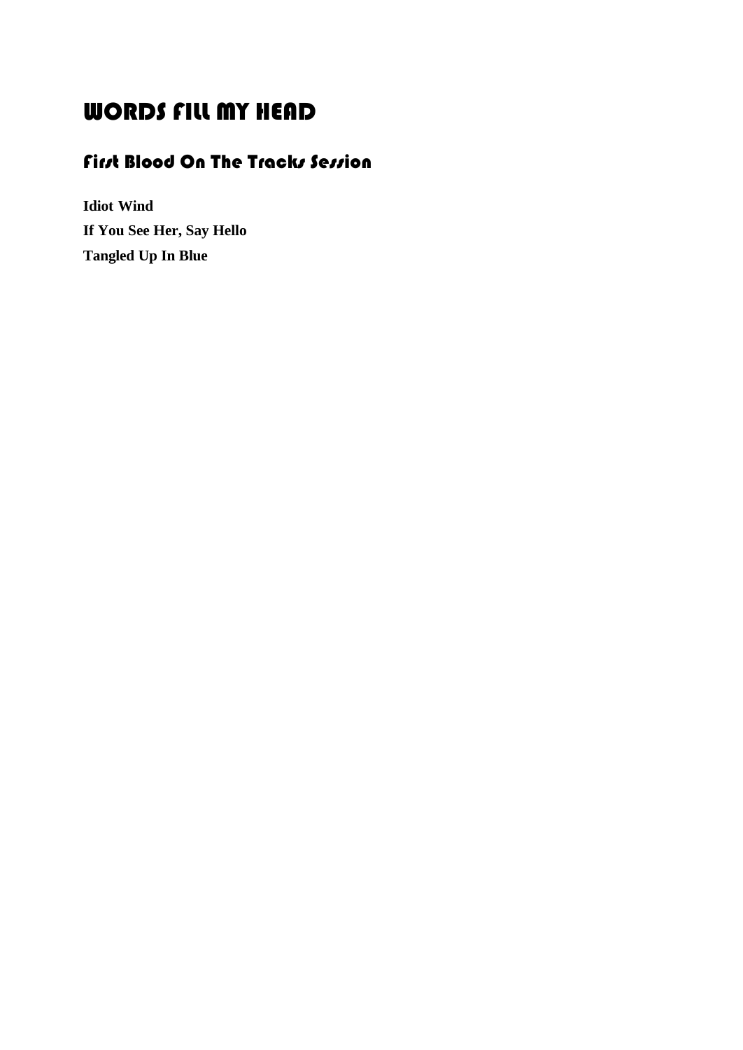# WORDS FILL MY HEAD

## First Blood On The Tracks Session

**Idiot Wind**

**If You See Her, Say Hello**

**Tangled Up In Blue**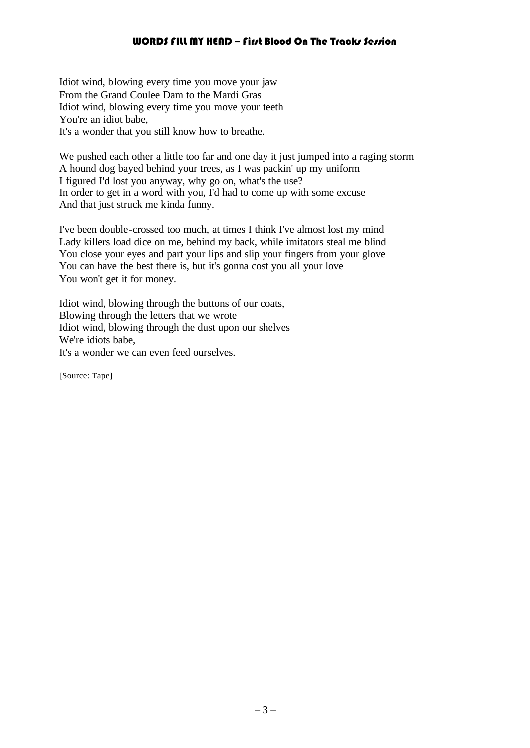Idiot wind, blowing every time you move your jaw
From the Grand Coulee Dam to the Mardi Gras
Idiot wind, blowing every time you move your teeth
You're an idiot babe,
It's a wonder that you still know how to breathe.

We pushed each other a little too far and one day it just jumped into a raging storm
A hound dog bayed behind your trees, as I was packin' up my uniform
I figured I'd lost you anyway, why go on, what's the use?
In order to get in a word with you, I'd had to come up with some excuse
And that just struck me kinda funny.

I've been double-crossed too much, at times I think I've almost lost my mind
Lady killers load dice on me, behind my back, while imitators steal me blind
You close your eyes and part your lips and slip your fingers from your glove
You can have the best there is, but it's gonna cost you all your love
You won't get it for money.

Idiot wind, blowing through the buttons of our coats,
Blowing through the letters that we wrote
Idiot wind, blowing through the dust upon our shelves
We're idiots babe,
It's a wonder we can even feed ourselves.

[Source: Tape]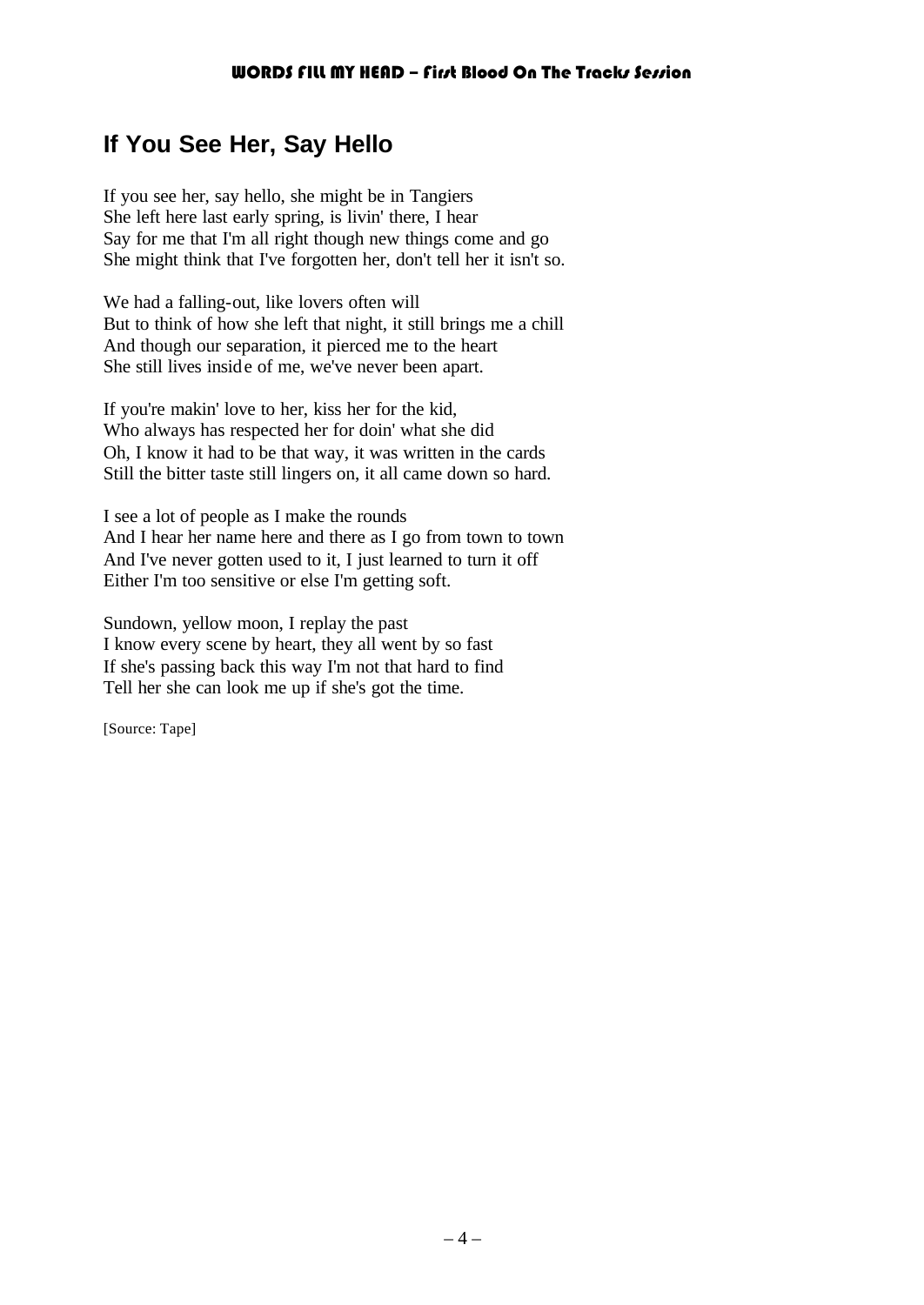## If You See Her, Say Hello

If you see her, say hello, she might be in Tangiers
She left here last early spring, is livin' there, I hear
Say for me that I'm all right though new things come and go
She might think that I've forgotten her, don't tell her it isn't so.

We had a falling-out, like lovers often will
But to think of how she left that night, it still brings me a chill
And though our separation, it pierced me to the heart
She still lives inside of me, we've never been apart.

If you're makin' love to her, kiss her for the kid,
Who always has respected her for doin' what she did
Oh, I know it had to be that way, it was written in the cards
Still the bitter taste still lingers on, it all came down so hard.

I see a lot of people as I make the rounds
And I hear her name here and there as I go from town to town
And I've never gotten used to it, I just learned to turn it off
Either I'm too sensitive or else I'm getting soft.

Sundown, yellow moon, I replay the past
I know every scene by heart, they all went by so fast
If she's passing back this way I'm not that hard to find
Tell her she can look me up if she's got the time.

[Source: Tape]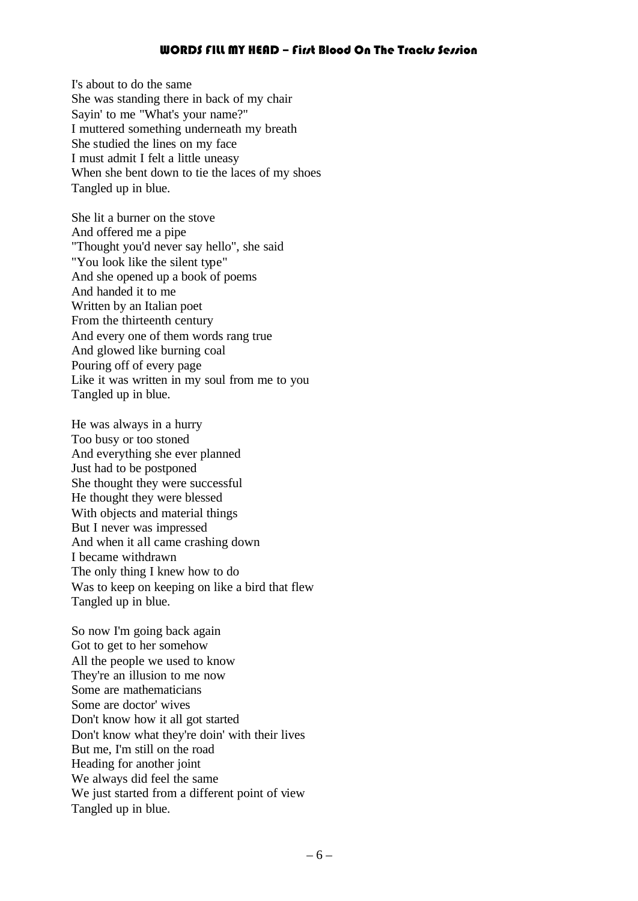I's about to do the same
She was standing there in back of my chair
Sayin' to me "What's your name?"
I muttered something underneath my breath
She studied the lines on my face
I must admit I felt a little uneasy
When she bent down to tie the laces of my shoes
Tangled up in blue.

She lit a burner on the stove
And offered me a pipe
"Thought you'd never say hello", she said
"You look like the silent type"
And she opened up a book of poems
And handed it to me
Written by an Italian poet
From the thirteenth century
And every one of them words rang true
And glowed like burning coal
Pouring off of every page
Like it was written in my soul from me to you
Tangled up in blue.

He was always in a hurry
Too busy or too stoned
And everything she ever planned
Just had to be postponed
She thought they were successful
He thought they were blessed
With objects and material things
But I never was impressed
And when it all came crashing down
I became withdrawn
The only thing I knew how to do
Was to keep on keeping on like a bird that flew
Tangled up in blue.

So now I'm going back again
Got to get to her somehow
All the people we used to know
They're an illusion to me now
Some are mathematicians
Some are doctor' wives
Don't know how it all got started
Don't know what they're doin' with their lives
But me, I'm still on the road
Heading for another joint
We always did feel the same
We just started from a different point of view
Tangled up in blue.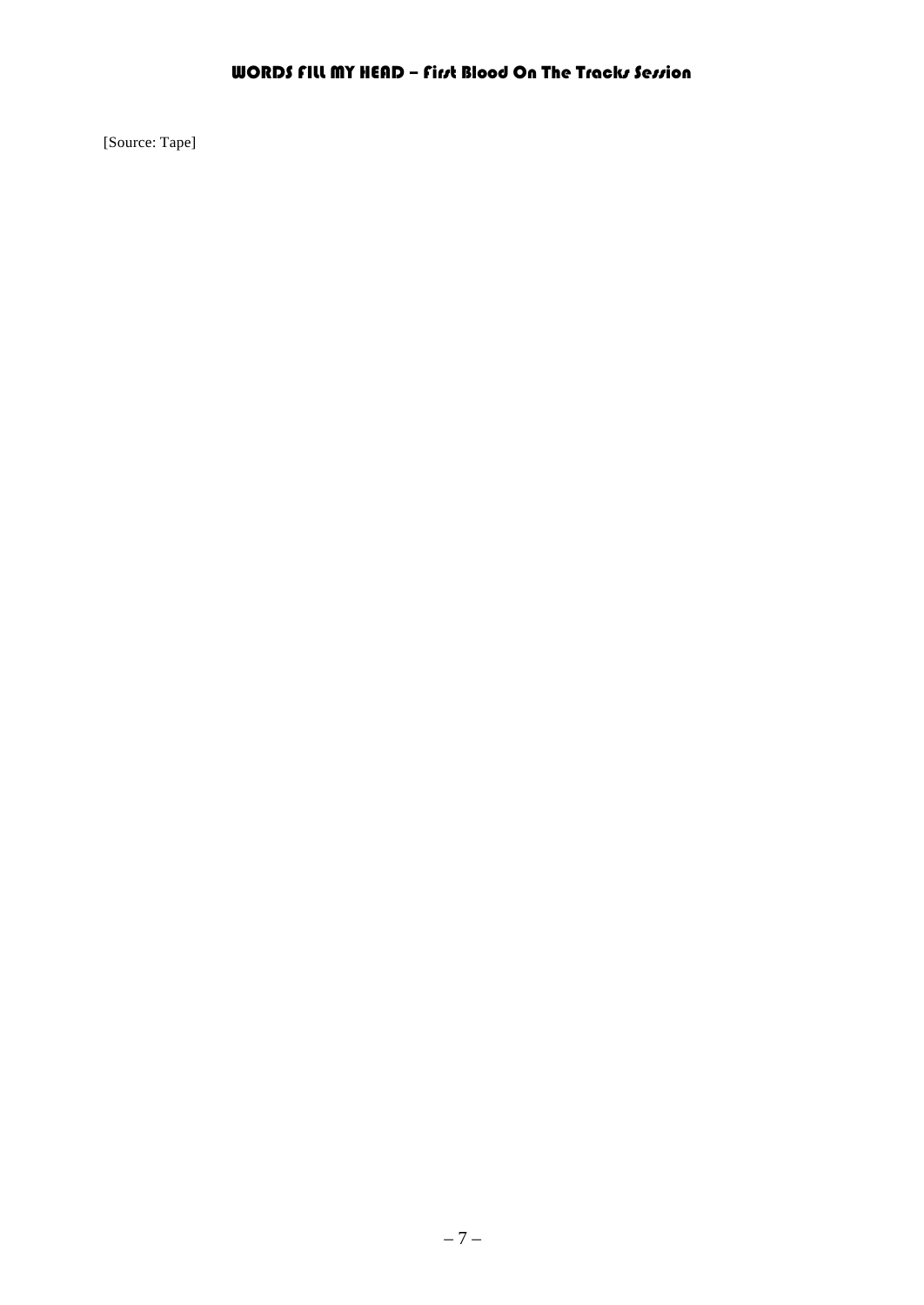[Source: Tape]